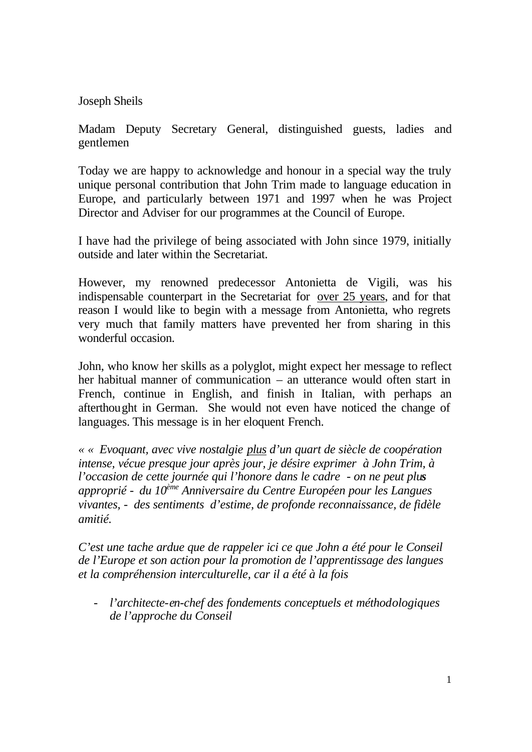Joseph Sheils

Madam Deputy Secretary General, distinguished guests, ladies and gentlemen

Today we are happy to acknowledge and honour in a special way the truly unique personal contribution that John Trim made to language education in Europe, and particularly between 1971 and 1997 when he was Project Director and Adviser for our programmes at the Council of Europe.

I have had the privilege of being associated with John since 1979, initially outside and later within the Secretariat.

However, my renowned predecessor Antonietta de Vigili, was his indispensable counterpart in the Secretariat for <u>over 25 years</u>, and for that reason I would like to begin with a message from Antonietta, who regrets very much that family matters have prevented her from sharing in this wonderful occasion.

John, who know her skills as a polyglot, might expect her message to reflect her habitual manner of communication – an utterance would often start in French, continue in English, and finish in Italian, with perhaps an afterthought in German. She would not even have noticed the change of languages. This message is in her eloquent French.

*« « Evoquant, avec vive nostalgie <u>plus</u> d'un quart de siècle de coopération intense, vécue presque jour après jour, je désire exprimer à John Trim, à l'occasion de cette journée qui l'honore dans le cadre - on ne peut plus approprié - du 10ème Anniversaire du Centre Européen pour les Langues vivantes, - des sentiments d'estime, de profonde reconnaissance, de fidèle amitié.*

*C'est une tache ardue que de rappeler ici ce que John a été pour le Conseil de l'Europe et son action pour la promotion de l'apprentissage des langues et la compréhension interculturelle, car il a été à la fois*

- *l'architecte-en-chef des fondements conceptuels et méthodologiques de l'approche du Conseil*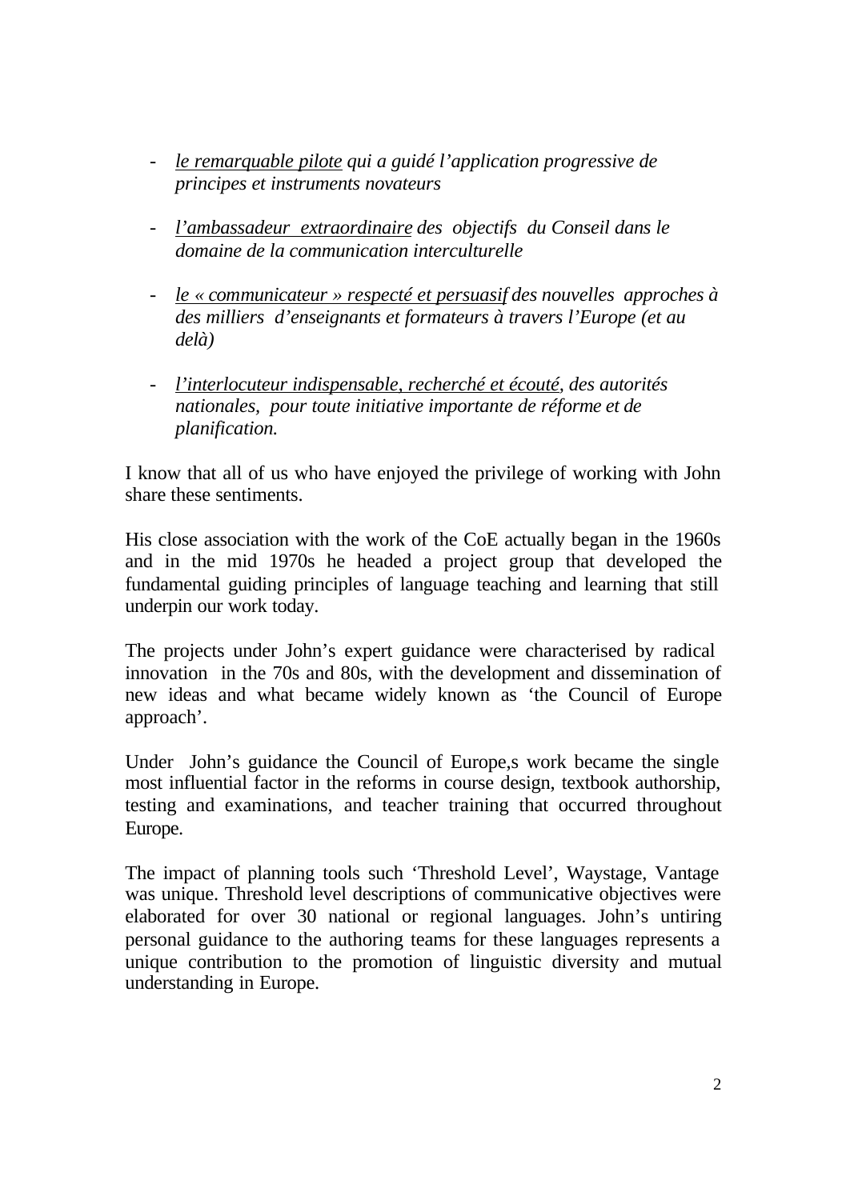- *<u>le remarquable pilote</u> qui a guidé l'application progressive de principes et instruments novateurs*

- *<u>l'ambassadeur extraordinaire</u> des objectifs du Conseil dans le domaine de la communication interculturelle*

- *<u>le « communicateur » respecté et persuasif</u> des nouvelles approches à des milliers d'enseignants et formateurs à travers l'Europe (et au delà)*

- *<u>l'interlocuteur indispensable, recherché et écouté</u>, des autorités nationales, pour toute initiative importante de réforme et de planification.*

I know that all of us who have enjoyed the privilege of working with John share these sentiments.

His close association with the work of the CoE actually began in the 1960s and in the mid 1970s he headed a project group that developed the fundamental guiding principles of language teaching and learning that still underpin our work today.

The projects under John's expert guidance were characterised by radical innovation in the 70s and 80s, with the development and dissemination of new ideas and what became widely known as 'the Council of Europe approach'.

Under John's guidance the Council of Europe,s work became the single most influential factor in the reforms in course design, textbook authorship, testing and examinations, and teacher training that occurred throughout Europe.

The impact of planning tools such 'Threshold Level', Waystage, Vantage was unique. Threshold level descriptions of communicative objectives were elaborated for over 30 national or regional languages. John's untiring personal guidance to the authoring teams for these languages represents a unique contribution to the promotion of linguistic diversity and mutual understanding in Europe.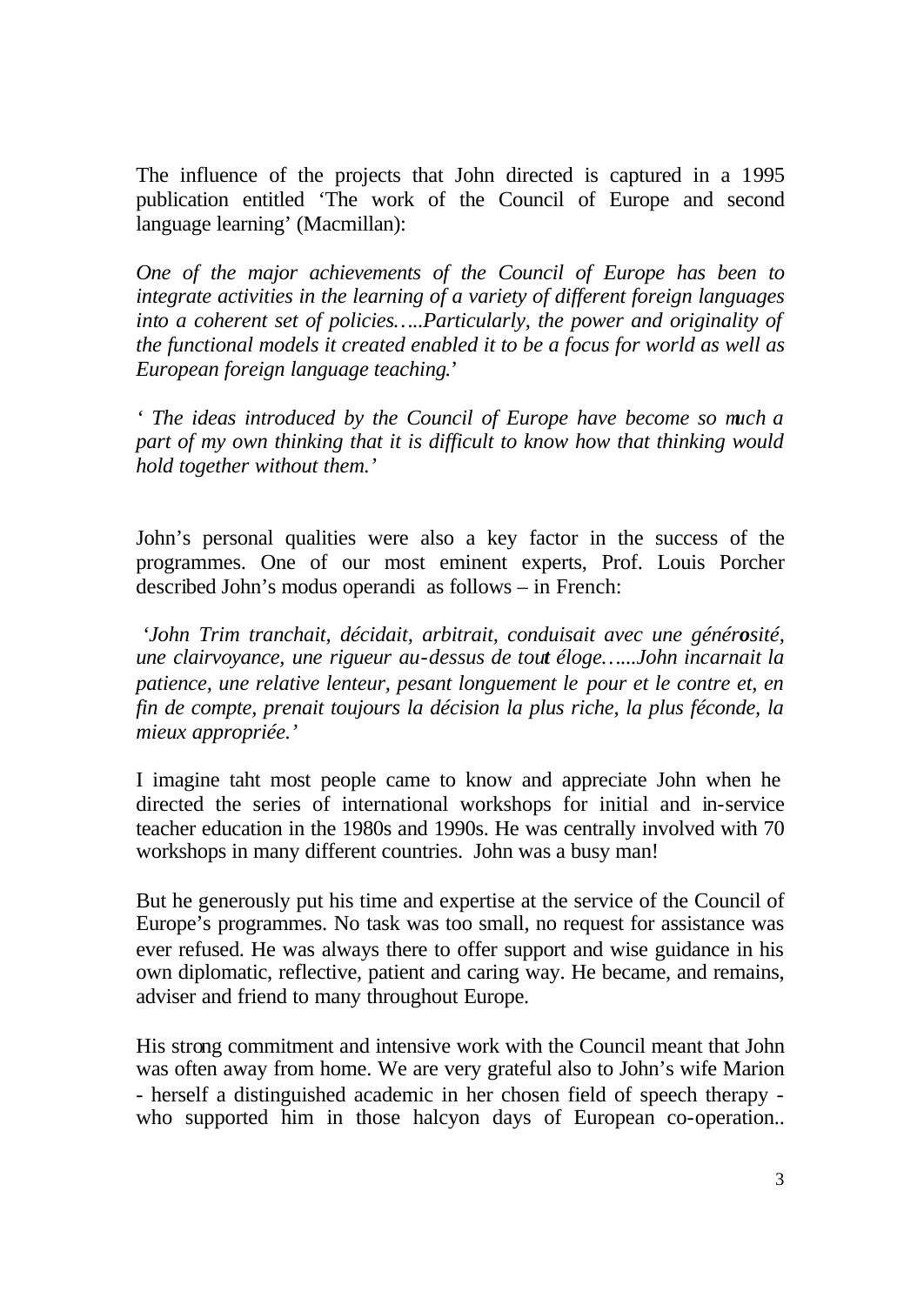The influence of the projects that John directed is captured in a 1995 publication entitled 'The work of the Council of Europe and second language learning' (Macmillan):

*One of the major achievements of the Council of Europe has been to integrate activities in the learning of a variety of different foreign languages into a coherent set of policies…..Particularly, the power and originality of the functional models it created enabled it to be a focus for world as well as European foreign language teaching.'*

*' The ideas introduced by the Council of Europe have become so much a part of my own thinking that it is difficult to know how that thinking would hold together without them.'*

John's personal qualities were also a key factor in the success of the programmes. One of our most eminent experts, Prof. Louis Porcher described John's modus operandi as follows – in French:

*'John Trim tranchait, décidait, arbitrait, conduisait avec une générosité, une clairvoyance, une rigueur au-dessus de tout éloge…...John incarnait la patience, une relative lenteur, pesant longuement le pour et le contre et, en fin de compte, prenait toujours la décision la plus riche, la plus féconde, la mieux appropriée.'*

I imagine taht most people came to know and appreciate John when he directed the series of international workshops for initial and in-service teacher education in the 1980s and 1990s. He was centrally involved with 70 workshops in many different countries. John was a busy man!

But he generously put his time and expertise at the service of the Council of Europe's programmes. No task was too small, no request for assistance was ever refused. He was always there to offer support and wise guidance in his own diplomatic, reflective, patient and caring way. He became, and remains, adviser and friend to many throughout Europe.

His strong commitment and intensive work with the Council meant that John was often away from home. We are very grateful also to John's wife Marion - herself a distinguished academic in her chosen field of speech therapy - who supported him in those halcyon days of European co-operation..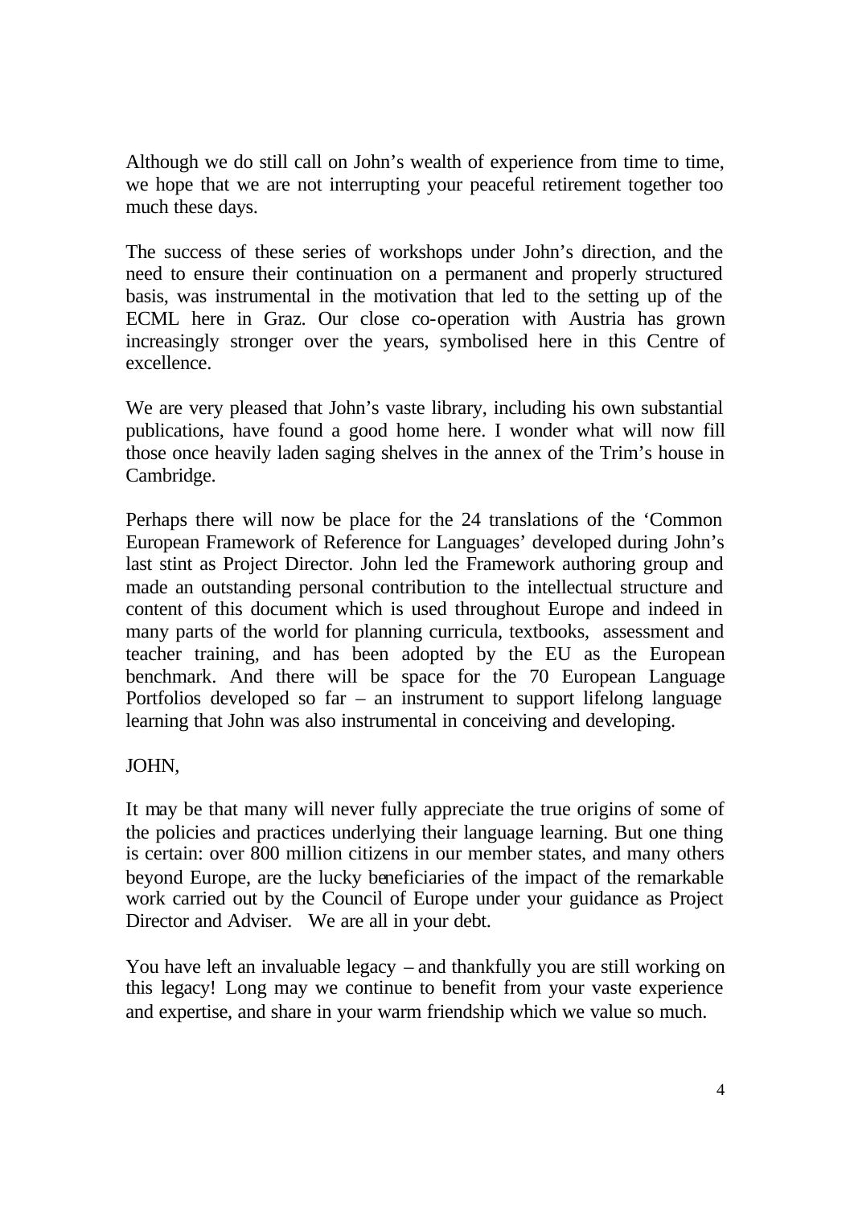Although we do still call on John's wealth of experience from time to time, we hope that we are not interrupting your peaceful retirement together too much these days.

The success of these series of workshops under John's direction, and the need to ensure their continuation on a permanent and properly structured basis, was instrumental in the motivation that led to the setting up of the ECML here in Graz. Our close co-operation with Austria has grown increasingly stronger over the years, symbolised here in this Centre of excellence.

We are very pleased that John's vaste library, including his own substantial publications, have found a good home here. I wonder what will now fill those once heavily laden saging shelves in the annex of the Trim's house in Cambridge.

Perhaps there will now be place for the 24 translations of the 'Common European Framework of Reference for Languages' developed during John's last stint as Project Director. John led the Framework authoring group and made an outstanding personal contribution to the intellectual structure and content of this document which is used throughout Europe and indeed in many parts of the world for planning curricula, textbooks, assessment and teacher training, and has been adopted by the EU as the European benchmark. And there will be space for the 70 European Language Portfolios developed so far – an instrument to support lifelong language learning that John was also instrumental in conceiving and developing.

JOHN,

It may be that many will never fully appreciate the true origins of some of the policies and practices underlying their language learning. But one thing is certain: over 800 million citizens in our member states, and many others beyond Europe, are the lucky beneficiaries of the impact of the remarkable work carried out by the Council of Europe under your guidance as Project Director and Adviser. We are all in your debt.

You have left an invaluable legacy – and thankfully you are still working on this legacy! Long may we continue to benefit from your vaste experience and expertise, and share in your warm friendship which we value so much.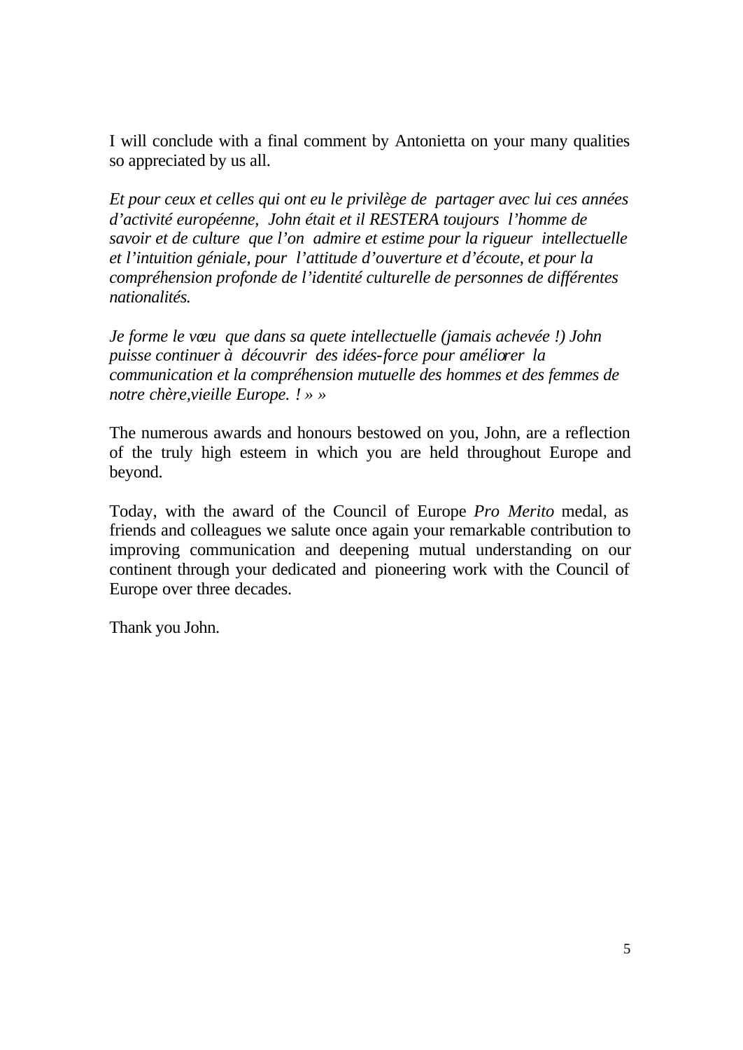I will conclude with a final comment by Antonietta on your many qualities so appreciated by us all.

*Et pour ceux et celles qui ont eu le privilège de partager avec lui ces années d'activité européenne, John était et il RESTERA toujours l'homme de savoir et de culture que l'on admire et estime pour la rigueur intellectuelle et l'intuition géniale, pour l'attitude d'ouverture et d'écoute, et pour la compréhension profonde de l'identité culturelle de personnes de différentes nationalités.*

*Je forme le vœu que dans sa quete intellectuelle (jamais achevée !) John puisse continuer à découvrir des idées-force pour améliorer la communication et la compréhension mutuelle des hommes et des femmes de notre chère,vieille Europe. ! » »*

The numerous awards and honours bestowed on you, John, are a reflection of the truly high esteem in which you are held throughout Europe and beyond.

Today, with the award of the Council of Europe *Pro Merito* medal, as friends and colleagues we salute once again your remarkable contribution to improving communication and deepening mutual understanding on our continent through your dedicated and pioneering work with the Council of Europe over three decades.

Thank you John.